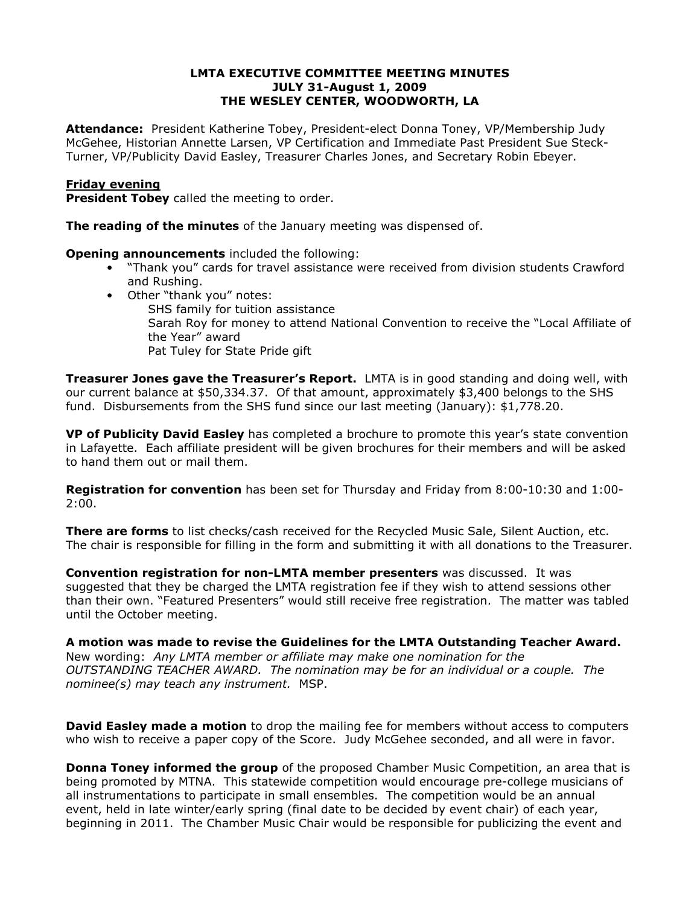# LMTA EXECUTIVE COMMITTEE MEETING MINUTES
## JULY 31-August 1, 2009
## THE WESLEY CENTER, WOODWORTH, LA

**Attendance:** President Katherine Tobey, President-elect Donna Toney, VP/Membership Judy McGehee, Historian Annette Larsen, VP Certification and Immediate Past President Sue Steck-Turner, VP/Publicity David Easley, Treasurer Charles Jones, and Secretary Robin Ebeyer.

**Friday evening**

**President Tobey** called the meeting to order.

**The reading of the minutes** of the January meeting was dispensed of.

**Opening announcements** included the following:

- "Thank you" cards for travel assistance were received from division students Crawford and Rushing.
- Other "thank you" notes:
  - SHS family for tuition assistance
  - Sarah Roy for money to attend National Convention to receive the "Local Affiliate of the Year" award
  - Pat Tuley for State Pride gift

**Treasurer Jones gave the Treasurer's Report.** LMTA is in good standing and doing well, with our current balance at $50,334.37. Of that amount, approximately $3,400 belongs to the SHS fund. Disbursements from the SHS fund since our last meeting (January): $1,778.20.

**VP of Publicity David Easley** has completed a brochure to promote this year's state convention in Lafayette. Each affiliate president will be given brochures for their members and will be asked to hand them out or mail them.

**Registration for convention** has been set for Thursday and Friday from 8:00-10:30 and 1:00-2:00.

**There are forms** to list checks/cash received for the Recycled Music Sale, Silent Auction, etc. The chair is responsible for filling in the form and submitting it with all donations to the Treasurer.

**Convention registration for non-LMTA member presenters** was discussed. It was suggested that they be charged the LMTA registration fee if they wish to attend sessions other than their own. "Featured Presenters" would still receive free registration. The matter was tabled until the October meeting.

**A motion was made to revise the Guidelines for the LMTA Outstanding Teacher Award.** New wording: *Any LMTA member or affiliate may make one nomination for the OUTSTANDING TEACHER AWARD. The nomination may be for an individual or a couple. The nominee(s) may teach any instrument.* MSP.

**David Easley made a motion** to drop the mailing fee for members without access to computers who wish to receive a paper copy of the Score. Judy McGehee seconded, and all were in favor.

**Donna Toney informed the group** of the proposed Chamber Music Competition, an area that is being promoted by MTNA. This statewide competition would encourage pre-college musicians of all instrumentations to participate in small ensembles. The competition would be an annual event, held in late winter/early spring (final date to be decided by event chair) of each year, beginning in 2011. The Chamber Music Chair would be responsible for publicizing the event and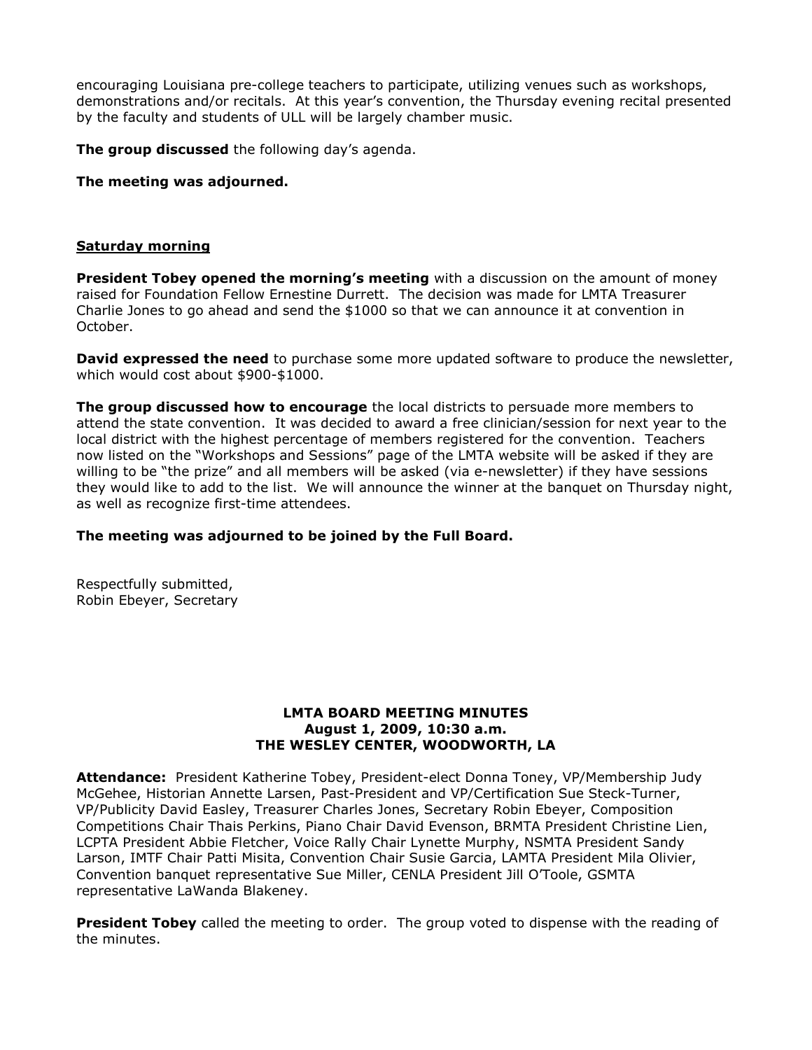encouraging Louisiana pre-college teachers to participate, utilizing venues such as workshops, demonstrations and/or recitals. At this year's convention, the Thursday evening recital presented by the faculty and students of ULL will be largely chamber music.

**The group discussed** the following day's agenda.

**The meeting was adjourned.**

**Saturday morning**

**President Tobey opened the morning's meeting** with a discussion on the amount of money raised for Foundation Fellow Ernestine Durrett. The decision was made for LMTA Treasurer Charlie Jones to go ahead and send the $1000 so that we can announce it at convention in October.

**David expressed the need** to purchase some more updated software to produce the newsletter, which would cost about $900-$1000.

**The group discussed how to encourage** the local districts to persuade more members to attend the state convention. It was decided to award a free clinician/session for next year to the local district with the highest percentage of members registered for the convention. Teachers now listed on the "Workshops and Sessions" page of the LMTA website will be asked if they are willing to be "the prize" and all members will be asked (via e-newsletter) if they have sessions they would like to add to the list. We will announce the winner at the banquet on Thursday night, as well as recognize first-time attendees.

**The meeting was adjourned to be joined by the Full Board.**

Respectfully submitted,
Robin Ebeyer, Secretary

## LMTA BOARD MEETING MINUTES
## August 1, 2009, 10:30 a.m.
## THE WESLEY CENTER, WOODWORTH, LA

**Attendance:** President Katherine Tobey, President-elect Donna Toney, VP/Membership Judy McGehee, Historian Annette Larsen, Past-President and VP/Certification Sue Steck-Turner, VP/Publicity David Easley, Treasurer Charles Jones, Secretary Robin Ebeyer, Composition Competitions Chair Thais Perkins, Piano Chair David Evenson, BRMTA President Christine Lien, LCPTA President Abbie Fletcher, Voice Rally Chair Lynette Murphy, NSMTA President Sandy Larson, IMTF Chair Patti Misita, Convention Chair Susie Garcia, LAMTA President Mila Olivier, Convention banquet representative Sue Miller, CENLA President Jill O'Toole, GSMTA representative LaWanda Blakeney.

**President Tobey** called the meeting to order. The group voted to dispense with the reading of the minutes.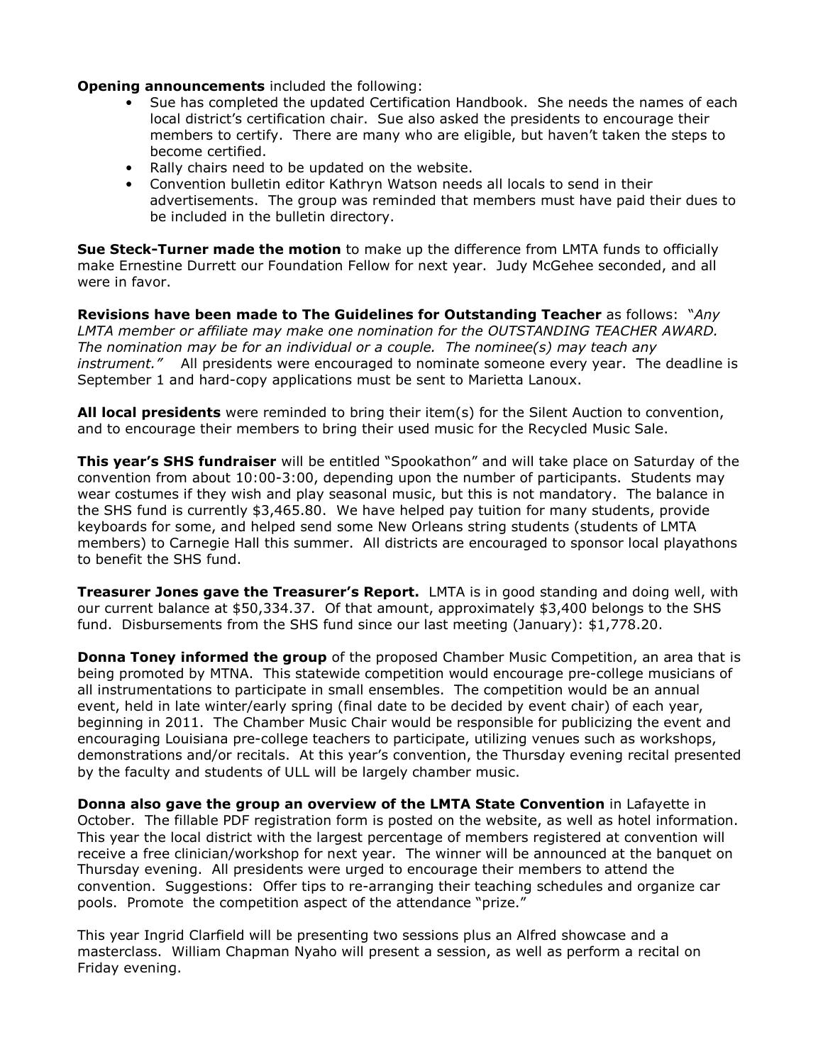**Opening announcements** included the following:

- Sue has completed the updated Certification Handbook. She needs the names of each local district's certification chair. Sue also asked the presidents to encourage their members to certify. There are many who are eligible, but haven't taken the steps to become certified.
- Rally chairs need to be updated on the website.
- Convention bulletin editor Kathryn Watson needs all locals to send in their advertisements. The group was reminded that members must have paid their dues to be included in the bulletin directory.

**Sue Steck-Turner made the motion** to make up the difference from LMTA funds to officially make Ernestine Durrett our Foundation Fellow for next year. Judy McGehee seconded, and all were in favor.

**Revisions have been made to The Guidelines for Outstanding Teacher** as follows: "*Any LMTA member or affiliate may make one nomination for the OUTSTANDING TEACHER AWARD. The nomination may be for an individual or a couple. The nominee(s) may teach any instrument.*" All presidents were encouraged to nominate someone every year. The deadline is September 1 and hard-copy applications must be sent to Marietta Lanoux.

**All local presidents** were reminded to bring their item(s) for the Silent Auction to convention, and to encourage their members to bring their used music for the Recycled Music Sale.

**This year's SHS fundraiser** will be entitled "Spookathon" and will take place on Saturday of the convention from about 10:00-3:00, depending upon the number of participants. Students may wear costumes if they wish and play seasonal music, but this is not mandatory. The balance in the SHS fund is currently $3,465.80. We have helped pay tuition for many students, provide keyboards for some, and helped send some New Orleans string students (students of LMTA members) to Carnegie Hall this summer. All districts are encouraged to sponsor local playathons to benefit the SHS fund.

**Treasurer Jones gave the Treasurer's Report.** LMTA is in good standing and doing well, with our current balance at $50,334.37. Of that amount, approximately $3,400 belongs to the SHS fund. Disbursements from the SHS fund since our last meeting (January): $1,778.20.

**Donna Toney informed the group** of the proposed Chamber Music Competition, an area that is being promoted by MTNA. This statewide competition would encourage pre-college musicians of all instrumentations to participate in small ensembles. The competition would be an annual event, held in late winter/early spring (final date to be decided by event chair) of each year, beginning in 2011. The Chamber Music Chair would be responsible for publicizing the event and encouraging Louisiana pre-college teachers to participate, utilizing venues such as workshops, demonstrations and/or recitals. At this year's convention, the Thursday evening recital presented by the faculty and students of ULL will be largely chamber music.

**Donna also gave the group an overview of the LMTA State Convention** in Lafayette in October. The fillable PDF registration form is posted on the website, as well as hotel information. This year the local district with the largest percentage of members registered at convention will receive a free clinician/workshop for next year. The winner will be announced at the banquet on Thursday evening. All presidents were urged to encourage their members to attend the convention. Suggestions: Offer tips to re-arranging their teaching schedules and organize car pools. Promote the competition aspect of the attendance "prize."

This year Ingrid Clarfield will be presenting two sessions plus an Alfred showcase and a masterclass. William Chapman Nyaho will present a session, as well as perform a recital on Friday evening.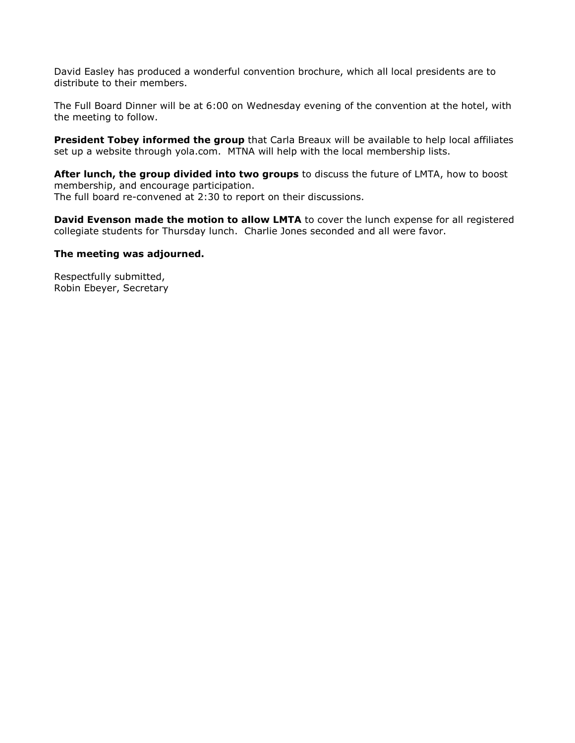David Easley has produced a wonderful convention brochure, which all local presidents are to distribute to their members.

The Full Board Dinner will be at 6:00 on Wednesday evening of the convention at the hotel, with the meeting to follow.

**President Tobey informed the group** that Carla Breaux will be available to help local affiliates set up a website through yola.com. MTNA will help with the local membership lists.

**After lunch, the group divided into two groups** to discuss the future of LMTA, how to boost membership, and encourage participation.
The full board re-convened at 2:30 to report on their discussions.

**David Evenson made the motion to allow LMTA** to cover the lunch expense for all registered collegiate students for Thursday lunch. Charlie Jones seconded and all were favor.

**The meeting was adjourned.**

Respectfully submitted,
Robin Ebeyer, Secretary